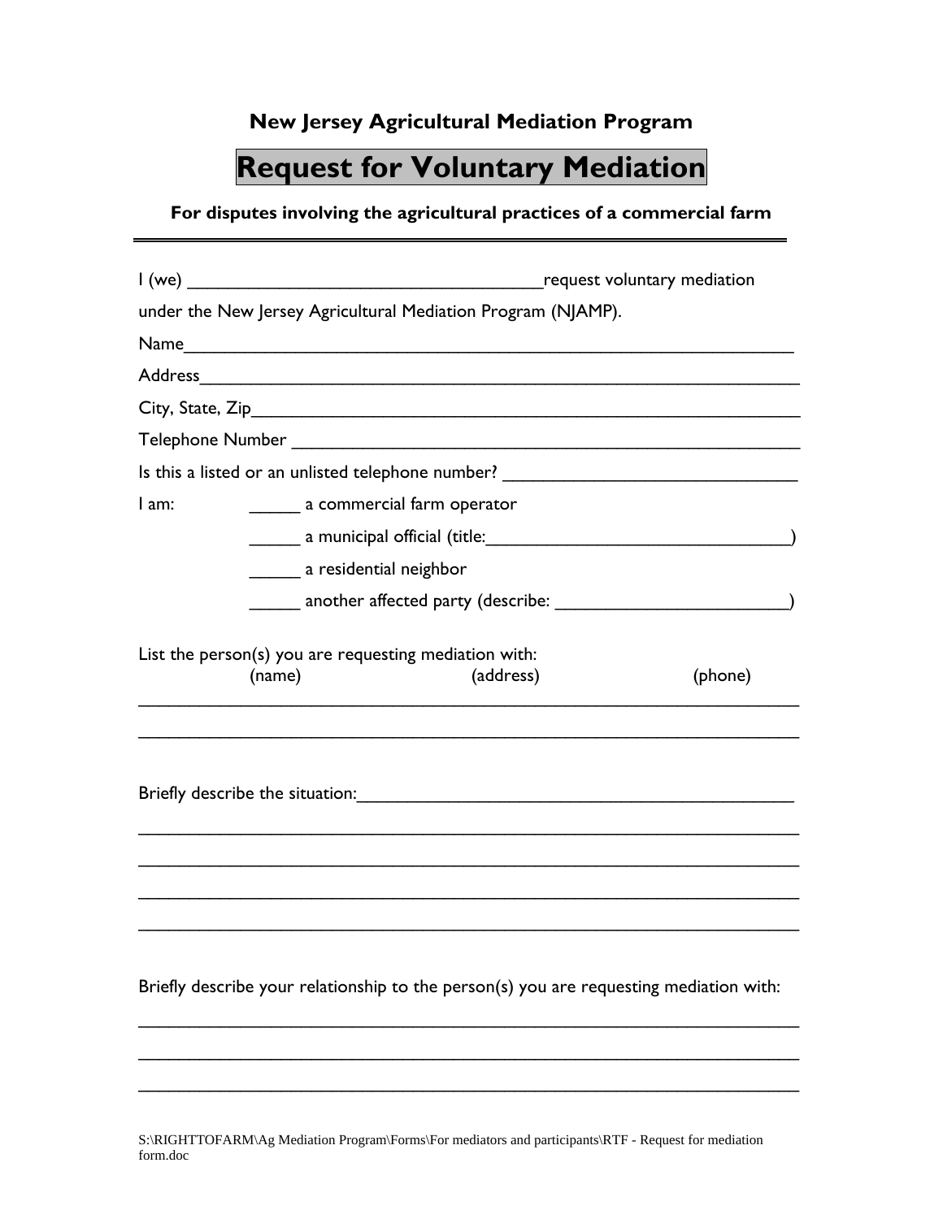**New Jersey Agricultural Mediation Program**

# Request for Voluntary Mediation

**For disputes involving the agricultural practices of a commercial farm**

---

I (we) ____________________________________request voluntary mediation under the New Jersey Agricultural Mediation Program (NJAMP).

Name_______________________________________________________________

Address_____________________________________________________________

City, State, Zip_______________________________________________________

Telephone Number ___________________________________________________

Is this a listed or an unlisted telephone number? _____________________________

I am: _____ a commercial farm operator

_____ a municipal official (title:_______________________________)

_____ a residential neighbor

_____ another affected party (describe: _______________________)

List the person(s) you are requesting mediation with:

(name) (address) (phone)

_____________________________________________________________________

_____________________________________________________________________

Briefly describe the situation:_____________________________________________

_____________________________________________________________________

_____________________________________________________________________

_____________________________________________________________________

_____________________________________________________________________

Briefly describe your relationship to the person(s) you are requesting mediation with:

_____________________________________________________________________

_____________________________________________________________________

_____________________________________________________________________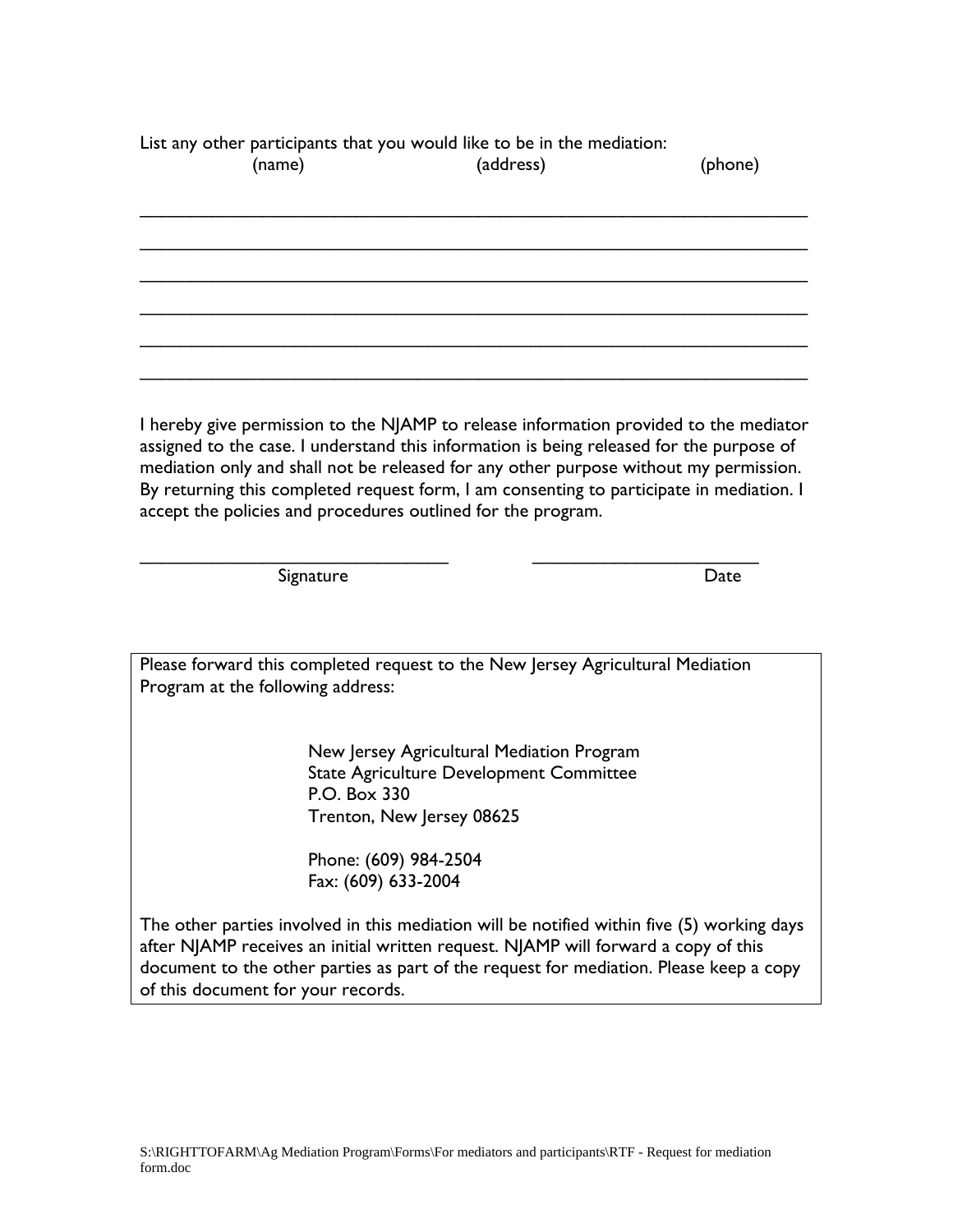List any other participants that you would like to be in the mediation:

(name) (address) (phone)

\_\_\_\_\_\_\_\_\_\_\_\_\_\_\_\_\_\_\_\_\_\_\_\_\_\_\_\_\_\_\_\_\_\_\_\_\_\_\_\_\_\_\_\_\_\_\_\_\_\_\_\_\_\_\_\_\_\_\_\_\_\_\_\_\_\_

\_\_\_\_\_\_\_\_\_\_\_\_\_\_\_\_\_\_\_\_\_\_\_\_\_\_\_\_\_\_\_\_\_\_\_\_\_\_\_\_\_\_\_\_\_\_\_\_\_\_\_\_\_\_\_\_\_\_\_\_\_\_\_\_\_\_

\_\_\_\_\_\_\_\_\_\_\_\_\_\_\_\_\_\_\_\_\_\_\_\_\_\_\_\_\_\_\_\_\_\_\_\_\_\_\_\_\_\_\_\_\_\_\_\_\_\_\_\_\_\_\_\_\_\_\_\_\_\_\_\_\_\_

\_\_\_\_\_\_\_\_\_\_\_\_\_\_\_\_\_\_\_\_\_\_\_\_\_\_\_\_\_\_\_\_\_\_\_\_\_\_\_\_\_\_\_\_\_\_\_\_\_\_\_\_\_\_\_\_\_\_\_\_\_\_\_\_\_\_

\_\_\_\_\_\_\_\_\_\_\_\_\_\_\_\_\_\_\_\_\_\_\_\_\_\_\_\_\_\_\_\_\_\_\_\_\_\_\_\_\_\_\_\_\_\_\_\_\_\_\_\_\_\_\_\_\_\_\_\_\_\_\_\_\_\_

\_\_\_\_\_\_\_\_\_\_\_\_\_\_\_\_\_\_\_\_\_\_\_\_\_\_\_\_\_\_\_\_\_\_\_\_\_\_\_\_\_\_\_\_\_\_\_\_\_\_\_\_\_\_\_\_\_\_\_\_\_\_\_\_\_\_

I hereby give permission to the NJAMP to release information provided to the mediator assigned to the case. I understand this information is being released for the purpose of mediation only and shall not be released for any other purpose without my permission. By returning this completed request form, I am consenting to participate in mediation. I accept the policies and procedures outlined for the program.

\_\_\_\_\_\_\_\_\_\_\_\_\_\_\_\_\_\_\_\_\_\_\_\_\_\_\_\_\_\_\_\_ \_\_\_\_\_\_\_\_\_\_\_\_\_\_\_\_\_\_\_\_\_\_\_\_

Signature Date

Please forward this completed request to the New Jersey Agricultural Mediation Program at the following address:

New Jersey Agricultural Mediation Program
State Agriculture Development Committee
P.O. Box 330
Trenton, New Jersey 08625

Phone: (609) 984-2504
Fax: (609) 633-2004

The other parties involved in this mediation will be notified within five (5) working days after NJAMP receives an initial written request. NJAMP will forward a copy of this document to the other parties as part of the request for mediation. Please keep a copy of this document for your records.

S:\RIGHTTOFARM\Ag Mediation Program\Forms\For mediators and participants\RTF - Request for mediation form.doc